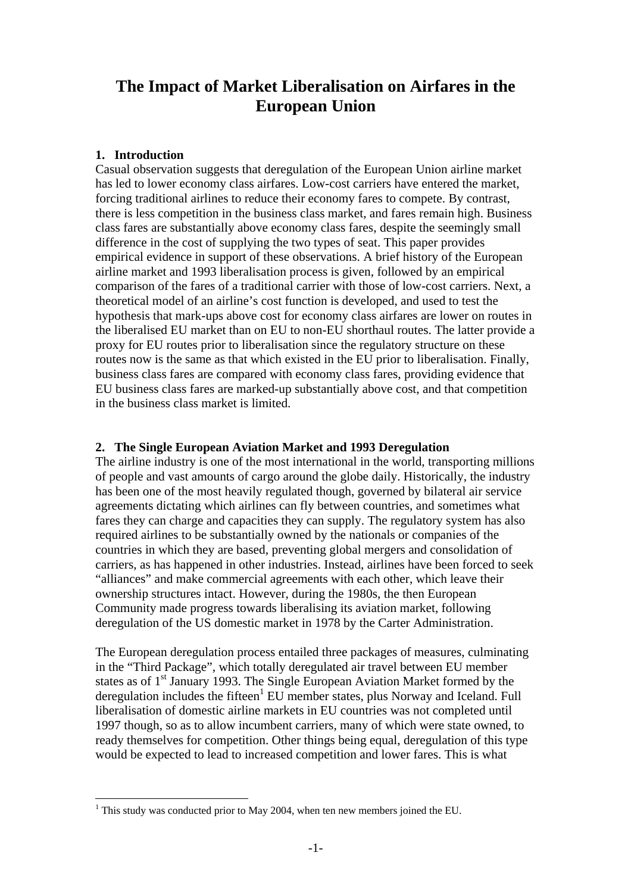# The Impact of Market Liberalisation on Airfares in the European Union

## 1. Introduction

Casual observation suggests that deregulation of the European Union airline market has led to lower economy class airfares. Low-cost carriers have entered the market, forcing traditional airlines to reduce their economy fares to compete. By contrast, there is less competition in the business class market, and fares remain high. Business class fares are substantially above economy class fares, despite the seemingly small difference in the cost of supplying the two types of seat. This paper provides empirical evidence in support of these observations. A brief history of the European airline market and 1993 liberalisation process is given, followed by an empirical comparison of the fares of a traditional carrier with those of low-cost carriers. Next, a theoretical model of an airline's cost function is developed, and used to test the hypothesis that mark-ups above cost for economy class airfares are lower on routes in the liberalised EU market than on EU to non-EU shorthaul routes. The latter provide a proxy for EU routes prior to liberalisation since the regulatory structure on these routes now is the same as that which existed in the EU prior to liberalisation. Finally, business class fares are compared with economy class fares, providing evidence that EU business class fares are marked-up substantially above cost, and that competition in the business class market is limited.

## 2. The Single European Aviation Market and 1993 Deregulation

The airline industry is one of the most international in the world, transporting millions of people and vast amounts of cargo around the globe daily. Historically, the industry has been one of the most heavily regulated though, governed by bilateral air service agreements dictating which airlines can fly between countries, and sometimes what fares they can charge and capacities they can supply. The regulatory system has also required airlines to be substantially owned by the nationals or companies of the countries in which they are based, preventing global mergers and consolidation of carriers, as has happened in other industries. Instead, airlines have been forced to seek "alliances" and make commercial agreements with each other, which leave their ownership structures intact. However, during the 1980s, the then European Community made progress towards liberalising its aviation market, following deregulation of the US domestic market in 1978 by the Carter Administration.

The European deregulation process entailed three packages of measures, culminating in the "Third Package", which totally deregulated air travel between EU member states as of 1st January 1993. The Single European Aviation Market formed by the deregulation includes the fifteen[1] EU member states, plus Norway and Iceland. Full liberalisation of domestic airline markets in EU countries was not completed until 1997 though, so as to allow incumbent carriers, many of which were state owned, to ready themselves for competition. Other things being equal, deregulation of this type would be expected to lead to increased competition and lower fares. This is what

[1] This study was conducted prior to May 2004, when ten new members joined the EU.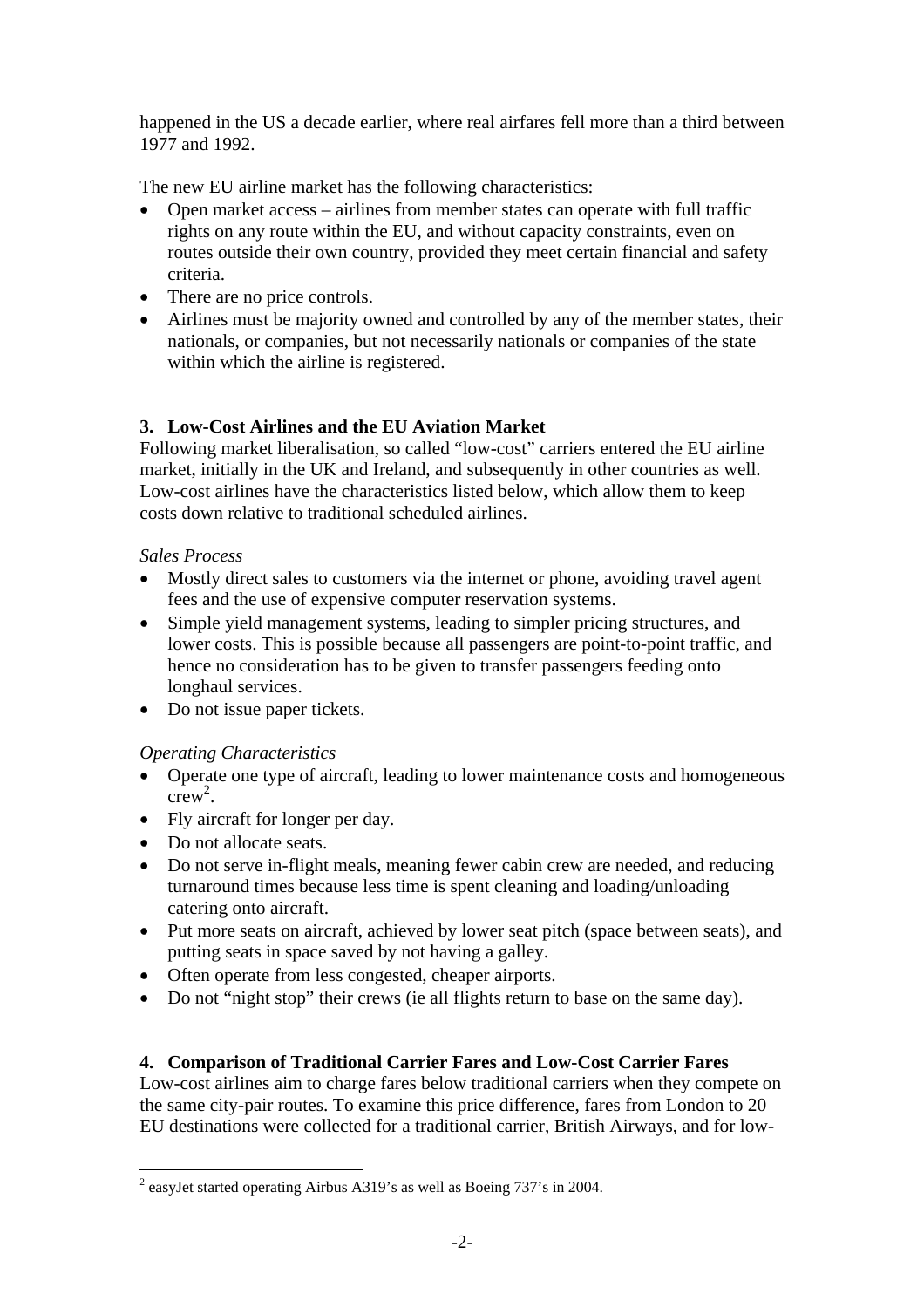happened in the US a decade earlier, where real airfares fell more than a third between 1977 and 1992.

The new EU airline market has the following characteristics:

- Open market access – airlines from member states can operate with full traffic rights on any route within the EU, and without capacity constraints, even on routes outside their own country, provided they meet certain financial and safety criteria.
- There are no price controls.
- Airlines must be majority owned and controlled by any of the member states, their nationals, or companies, but not necessarily nationals or companies of the state within which the airline is registered.

## 3. Low-Cost Airlines and the EU Aviation Market

Following market liberalisation, so called "low-cost" carriers entered the EU airline market, initially in the UK and Ireland, and subsequently in other countries as well. Low-cost airlines have the characteristics listed below, which allow them to keep costs down relative to traditional scheduled airlines.

*Sales Process*

- Mostly direct sales to customers via the internet or phone, avoiding travel agent fees and the use of expensive computer reservation systems.
- Simple yield management systems, leading to simpler pricing structures, and lower costs. This is possible because all passengers are point-to-point traffic, and hence no consideration has to be given to transfer passengers feeding onto longhaul services.
- Do not issue paper tickets.

*Operating Characteristics*

- Operate one type of aircraft, leading to lower maintenance costs and homogeneous crew[2].
- Fly aircraft for longer per day.
- Do not allocate seats.
- Do not serve in-flight meals, meaning fewer cabin crew are needed, and reducing turnaround times because less time is spent cleaning and loading/unloading catering onto aircraft.
- Put more seats on aircraft, achieved by lower seat pitch (space between seats), and putting seats in space saved by not having a galley.
- Often operate from less congested, cheaper airports.
- Do not "night stop" their crews (ie all flights return to base on the same day).

## 4. Comparison of Traditional Carrier Fares and Low-Cost Carrier Fares

Low-cost airlines aim to charge fares below traditional carriers when they compete on the same city-pair routes. To examine this price difference, fares from London to 20 EU destinations were collected for a traditional carrier, British Airways, and for low-

[2] easyJet started operating Airbus A319's as well as Boeing 737's in 2004.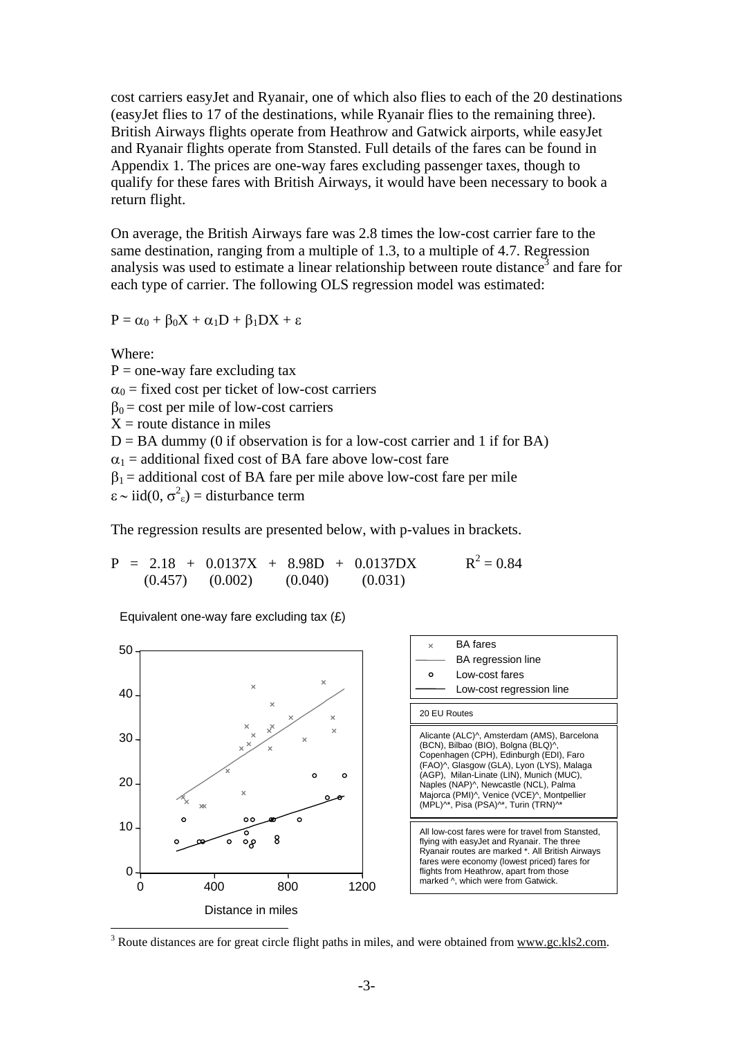cost carriers easyJet and Ryanair, one of which also flies to each of the 20 destinations (easyJet flies to 17 of the destinations, while Ryanair flies to the remaining three). British Airways flights operate from Heathrow and Gatwick airports, while easyJet and Ryanair flights operate from Stansted. Full details of the fares can be found in Appendix 1. The prices are one-way fares excluding passenger taxes, though to qualify for these fares with British Airways, it would have been necessary to book a return flight.

On average, the British Airways fare was 2.8 times the low-cost carrier fare to the same destination, ranging from a multiple of 1.3, to a multiple of 4.7. Regression analysis was used to estimate a linear relationship between route distance[3] and fare for each type of carrier. The following OLS regression model was estimated:

$$P = \alpha_0 + \beta_0 X + \alpha_1 D + \beta_1 DX + \varepsilon$$

Where:

$P$ = one-way fare excluding tax
$\alpha_0$ = fixed cost per ticket of low-cost carriers
$\beta_0$ = cost per mile of low-cost carriers
$X$ = route distance in miles
$D$ = BA dummy (0 if observation is for a low-cost carrier and 1 if for BA)
$\alpha_1$ = additional fixed cost of BA fare above low-cost fare
$\beta_1$ = additional cost of BA fare per mile above low-cost fare per mile
$\varepsilon \sim \text{iid}(0, \sigma^2_\varepsilon)$ = disturbance term

The regression results are presented below, with p-values in brackets.

$$P = \underset{(0.457)}{2.18} + \underset{(0.002)}{0.0137X} + \underset{(0.040)}{8.98D} + \underset{(0.031)}{0.0137DX} \qquad R^2 = 0.84$$

Equivalent one-way fare excluding tax (£)

Distance in miles

20 EU Routes

Alicante (ALC)^, Amsterdam (AMS), Barcelona (BCN), Bilbao (BIO), Bolgna (BLQ)^, Copenhagen (CPH), Edinburgh (EDI), Faro (FAO)^, Glasgow (GLA), Lyon (LYS), Malaga (AGP), Milan-Linate (LIN), Munich (MUC), Naples (NAP)^, Newcastle (NCL), Palma Majorca (PMI)^, Venice (VCE)^, Montpellier (MPL)^*, Pisa (PSA)^*, Turin (TRN)^*

All low-cost fares were for travel from Stansted, flying with easyJet and Ryanair. The three Ryanair routes are marked *. All British Airways fares were economy (lowest priced) fares for flights from Heathrow, apart from those marked ^, which were from Gatwick.

---

[3] Route distances are for great circle flight paths in miles, and were obtained from www.gc.kls2.com.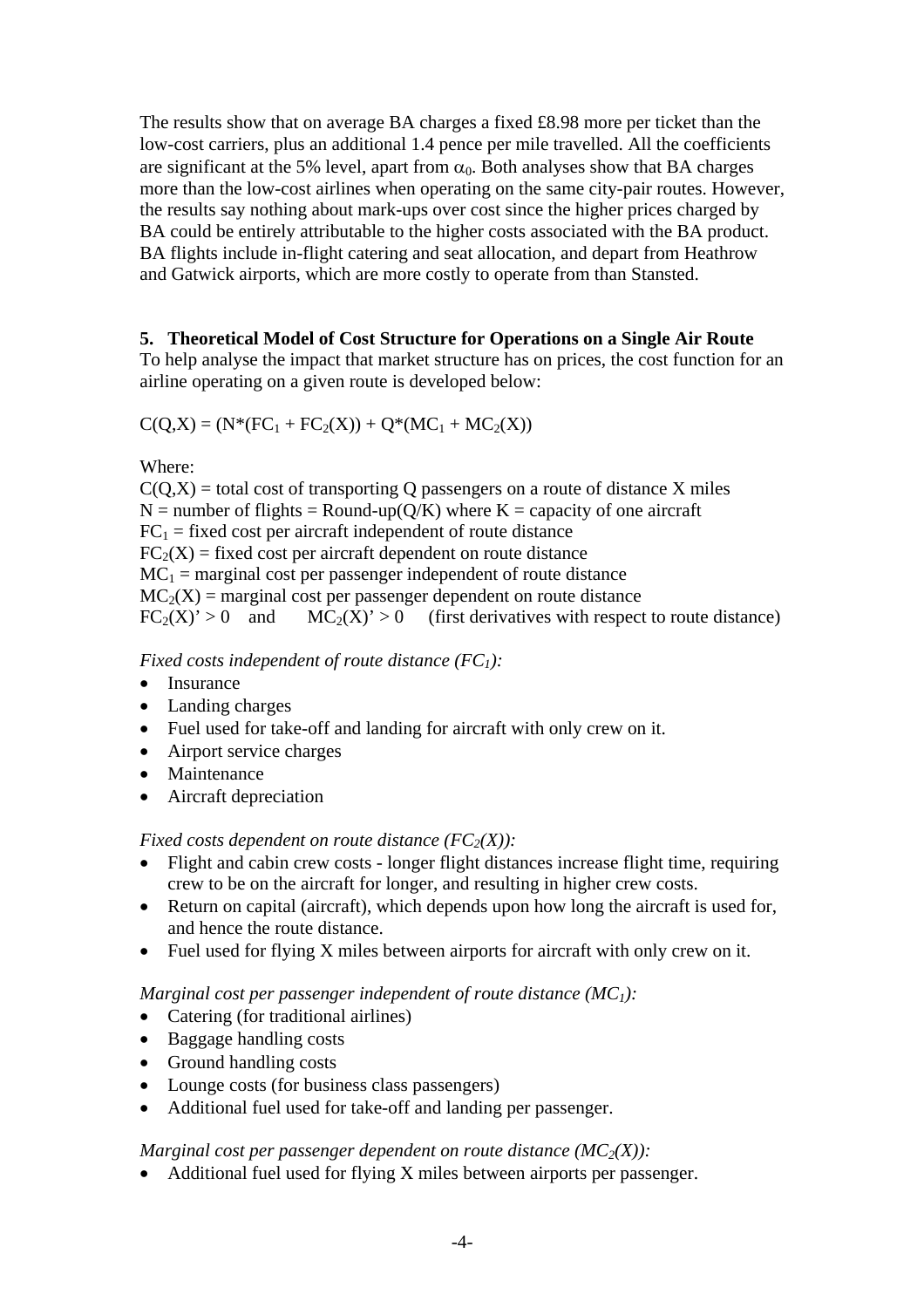The results show that on average BA charges a fixed £8.98 more per ticket than the low-cost carriers, plus an additional 1.4 pence per mile travelled. All the coefficients are significant at the 5% level, apart from $\alpha_0$. Both analyses show that BA charges more than the low-cost airlines when operating on the same city-pair routes. However, the results say nothing about mark-ups over cost since the higher prices charged by BA could be entirely attributable to the higher costs associated with the BA product. BA flights include in-flight catering and seat allocation, and depart from Heathrow and Gatwick airports, which are more costly to operate from than Stansted.

## 5. Theoretical Model of Cost Structure for Operations on a Single Air Route

To help analyse the impact that market structure has on prices, the cost function for an airline operating on a given route is developed below:

$$C(Q,X) = (N*(FC_1 + FC_2(X)) + Q*(MC_1 + MC_2(X))$$

Where:

$C(Q,X)$ = total cost of transporting Q passengers on a route of distance X miles
$N$ = number of flights = Round-up($Q/K$) where $K$ = capacity of one aircraft
$FC_1$ = fixed cost per aircraft independent of route distance
$FC_2(X)$ = fixed cost per aircraft dependent on route distance
$MC_1$ = marginal cost per passenger independent of route distance
$MC_2(X)$ = marginal cost per passenger dependent on route distance
$FC_2(X)' > 0$ and $MC_2(X)' > 0$ (first derivatives with respect to route distance)

*Fixed costs independent of route distance ($FC_1$):*

- Insurance
- Landing charges
- Fuel used for take-off and landing for aircraft with only crew on it.
- Airport service charges
- Maintenance
- Aircraft depreciation

*Fixed costs dependent on route distance ($FC_2(X)$):*

- Flight and cabin crew costs - longer flight distances increase flight time, requiring crew to be on the aircraft for longer, and resulting in higher crew costs.
- Return on capital (aircraft), which depends upon how long the aircraft is used for, and hence the route distance.
- Fuel used for flying X miles between airports for aircraft with only crew on it.

*Marginal cost per passenger independent of route distance ($MC_1$):*

- Catering (for traditional airlines)
- Baggage handling costs
- Ground handling costs
- Lounge costs (for business class passengers)
- Additional fuel used for take-off and landing per passenger.

*Marginal cost per passenger dependent on route distance ($MC_2(X)$):*

- Additional fuel used for flying X miles between airports per passenger.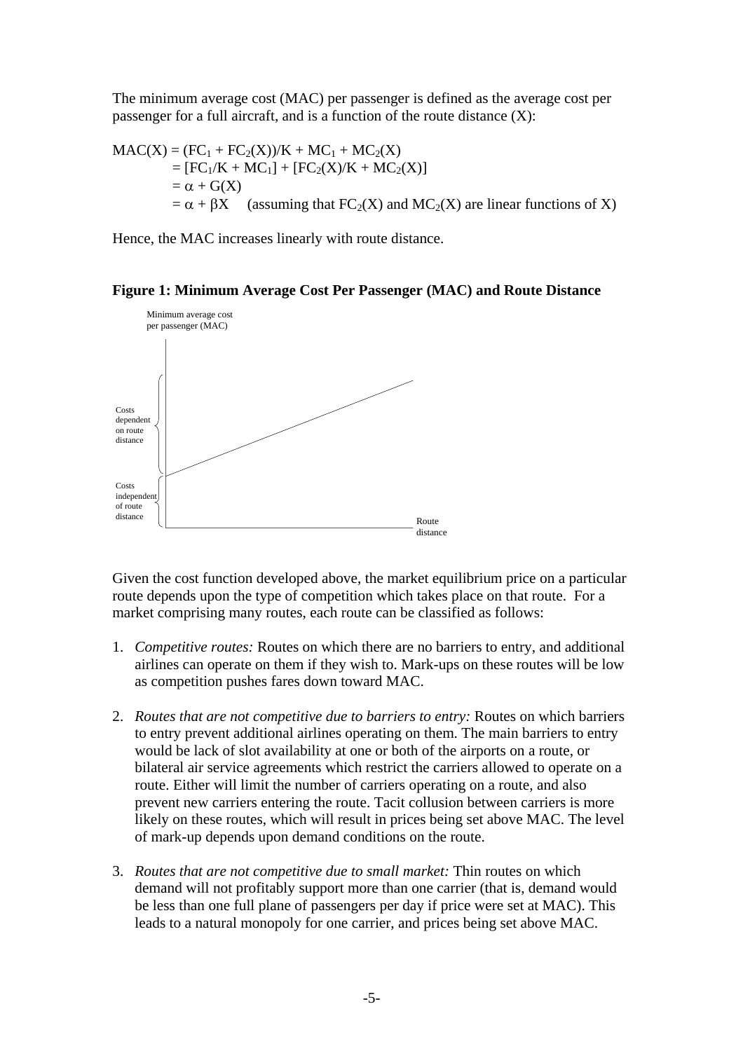The minimum average cost (MAC) per passenger is defined as the average cost per passenger for a full aircraft, and is a function of the route distance (X):

$$
\begin{aligned}
MAC(X) &= (FC_1 + FC_2(X))/K + MC_1 + MC_2(X) \\
&= [FC_1/K + MC_1] + [FC_2(X)/K + MC_2(X)] \\
&= \alpha + G(X) \\
&= \alpha + \beta X \quad \text{(assuming that } FC_2(X) \text{ and } MC_2(X) \text{ are linear functions of X)}
\end{aligned}
$$

Hence, the MAC increases linearly with route distance.

**Figure 1: Minimum Average Cost Per Passenger (MAC) and Route Distance**

Minimum average cost per passenger (MAC)

Costs dependent on route distance

Costs independent of route distance

Route distance

Given the cost function developed above, the market equilibrium price on a particular route depends upon the type of competition which takes place on that route. For a market comprising many routes, each route can be classified as follows:

1. *Competitive routes:* Routes on which there are no barriers to entry, and additional airlines can operate on them if they wish to. Mark-ups on these routes will be low as competition pushes fares down toward MAC.

2. *Routes that are not competitive due to barriers to entry:* Routes on which barriers to entry prevent additional airlines operating on them. The main barriers to entry would be lack of slot availability at one or both of the airports on a route, or bilateral air service agreements which restrict the carriers allowed to operate on a route. Either will limit the number of carriers operating on a route, and also prevent new carriers entering the route. Tacit collusion between carriers is more likely on these routes, which will result in prices being set above MAC. The level of mark-up depends upon demand conditions on the route.

3. *Routes that are not competitive due to small market:* Thin routes on which demand will not profitably support more than one carrier (that is, demand would be less than one full plane of passengers per day if price were set at MAC). This leads to a natural monopoly for one carrier, and prices being set above MAC.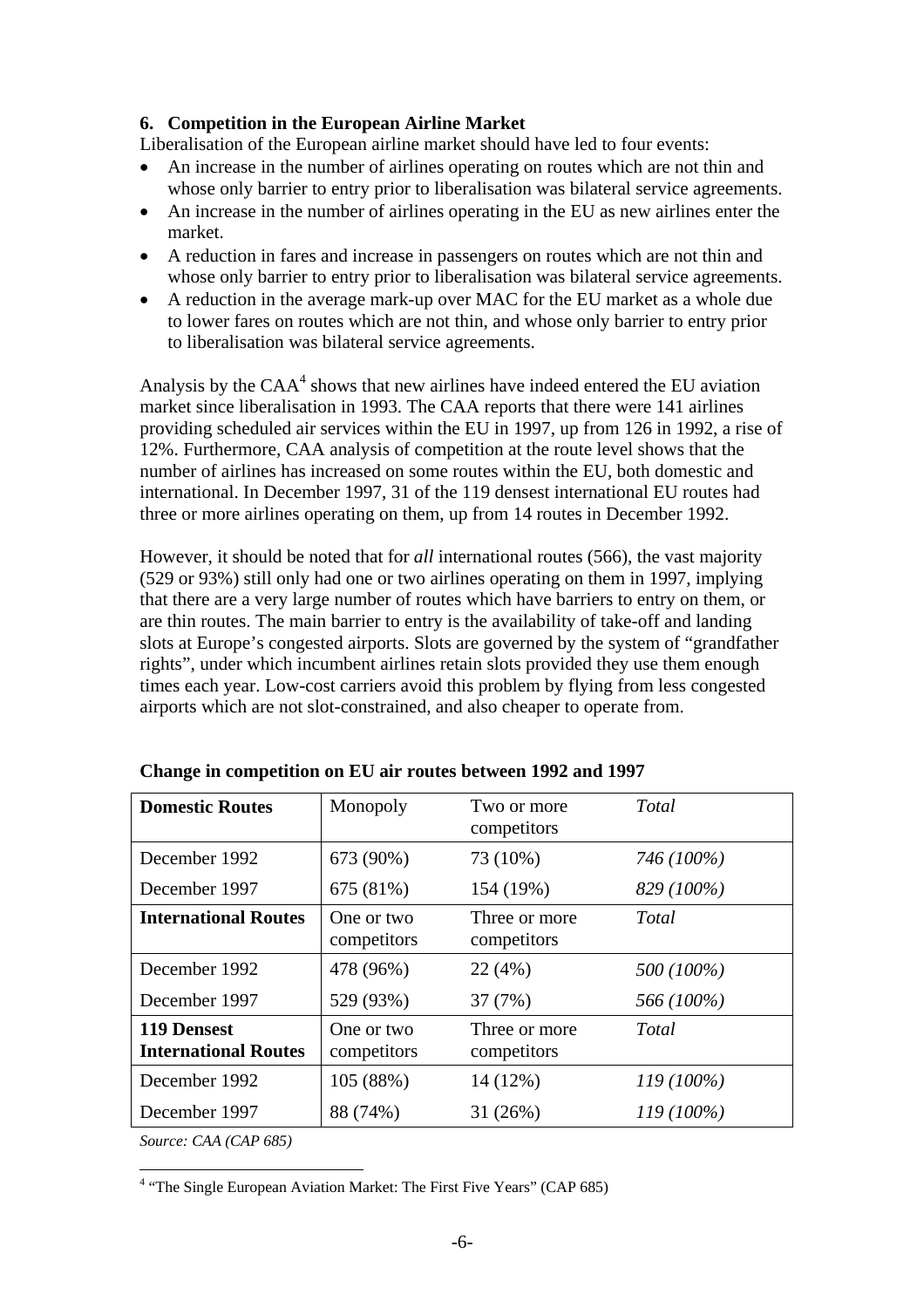## 6. Competition in the European Airline Market

Liberalisation of the European airline market should have led to four events:

- An increase in the number of airlines operating on routes which are not thin and whose only barrier to entry prior to liberalisation was bilateral service agreements.
- An increase in the number of airlines operating in the EU as new airlines enter the market.
- A reduction in fares and increase in passengers on routes which are not thin and whose only barrier to entry prior to liberalisation was bilateral service agreements.
- A reduction in the average mark-up over MAC for the EU market as a whole due to lower fares on routes which are not thin, and whose only barrier to entry prior to liberalisation was bilateral service agreements.

Analysis by the CAA[4] shows that new airlines have indeed entered the EU aviation market since liberalisation in 1993. The CAA reports that there were 141 airlines providing scheduled air services within the EU in 1997, up from 126 in 1992, a rise of 12%. Furthermore, CAA analysis of competition at the route level shows that the number of airlines has increased on some routes within the EU, both domestic and international. In December 1997, 31 of the 119 densest international EU routes had three or more airlines operating on them, up from 14 routes in December 1992.

However, it should be noted that for *all* international routes (566), the vast majority (529 or 93%) still only had one or two airlines operating on them in 1997, implying that there are a very large number of routes which have barriers to entry on them, or are thin routes. The main barrier to entry is the availability of take-off and landing slots at Europe's congested airports. Slots are governed by the system of "grandfather rights", under which incumbent airlines retain slots provided they use them enough times each year. Low-cost carriers avoid this problem by flying from less congested airports which are not slot-constrained, and also cheaper to operate from.

**Change in competition on EU air routes between 1992 and 1997**

| **Domestic Routes** | Monopoly | Two or more competitors | *Total* |
|---|---|---|---|
| December 1992 | 673 (90%) | 73 (10%) | *746 (100%)* |
| December 1997 | 675 (81%) | 154 (19%) | *829 (100%)* |
| **International Routes** | One or two competitors | Three or more competitors | *Total* |
| December 1992 | 478 (96%) | 22 (4%) | *500 (100%)* |
| December 1997 | 529 (93%) | 37 (7%) | *566 (100%)* |
| **119 Densest International Routes** | One or two competitors | Three or more competitors | *Total* |
| December 1992 | 105 (88%) | 14 (12%) | *119 (100%)* |
| December 1997 | 88 (74%) | 31 (26%) | *119 (100%)* |

*Source: CAA (CAP 685)*

[4] "The Single European Aviation Market: The First Five Years" (CAP 685)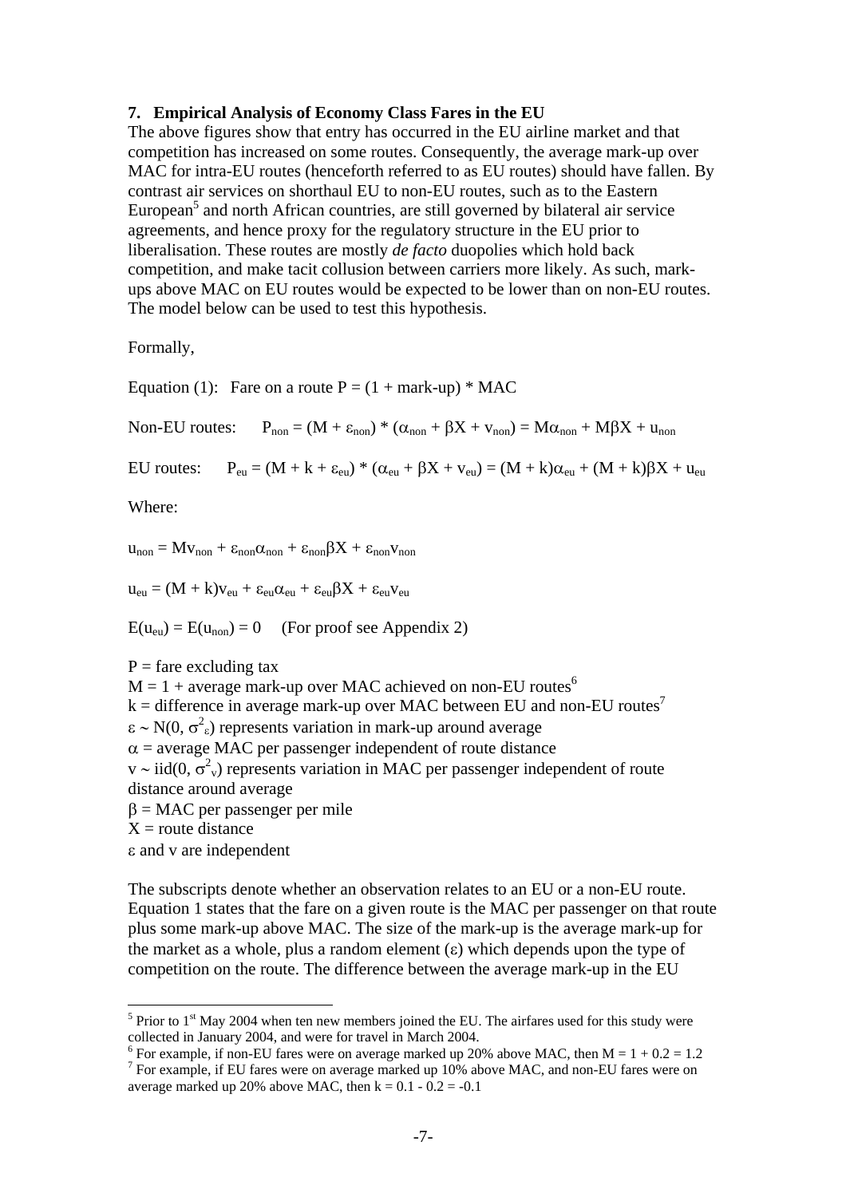## 7. Empirical Analysis of Economy Class Fares in the EU

The above figures show that entry has occurred in the EU airline market and that competition has increased on some routes. Consequently, the average mark-up over MAC for intra-EU routes (henceforth referred to as EU routes) should have fallen. By contrast air services on shorthaul EU to non-EU routes, such as to the Eastern European[5] and north African countries, are still governed by bilateral air service agreements, and hence proxy for the regulatory structure in the EU prior to liberalisation. These routes are mostly *de facto* duopolies which hold back competition, and make tacit collusion between carriers more likely. As such, mark-ups above MAC on EU routes would be expected to be lower than on non-EU routes. The model below can be used to test this hypothesis.

Formally,

Equation (1): Fare on a route P = (1 + mark-up) * MAC

Non-EU routes: $P_{non} = (M + \varepsilon_{non}) * (\alpha_{non} + \beta X + v_{non}) = M\alpha_{non} + M\beta X + u_{non}$

EU routes: $P_{eu} = (M + k + \varepsilon_{eu}) * (\alpha_{eu} + \beta X + v_{eu}) = (M + k)\alpha_{eu} + (M + k)\beta X + u_{eu}$

Where:

$u_{non} = Mv_{non} + \varepsilon_{non}\alpha_{non} + \varepsilon_{non}\beta X + \varepsilon_{non}v_{non}$

$u_{eu} = (M + k)v_{eu} + \varepsilon_{eu}\alpha_{eu} + \varepsilon_{eu}\beta X + \varepsilon_{eu}v_{eu}$

$E(u_{eu}) = E(u_{non}) = 0$ (For proof see Appendix 2)

P = fare excluding tax
M = 1 + average mark-up over MAC achieved on non-EU routes[6]
k = difference in average mark-up over MAC between EU and non-EU routes[7]
$\varepsilon \sim N(0, \sigma^2_{\varepsilon})$ represents variation in mark-up around average
$\alpha$ = average MAC per passenger independent of route distance
$v \sim iid(0, \sigma^2_{v})$ represents variation in MAC per passenger independent of route distance around average
$\beta$ = MAC per passenger per mile
X = route distance
$\varepsilon$ and v are independent

The subscripts denote whether an observation relates to an EU or a non-EU route. Equation 1 states that the fare on a given route is the MAC per passenger on that route plus some mark-up above MAC. The size of the mark-up is the average mark-up for the market as a whole, plus a random element ($\varepsilon$) which depends upon the type of competition on the route. The difference between the average mark-up in the EU

---

[5] Prior to 1st May 2004 when ten new members joined the EU. The airfares used for this study were collected in January 2004, and were for travel in March 2004.

[6] For example, if non-EU fares were on average marked up 20% above MAC, then M = 1 + 0.2 = 1.2

[7] For example, if EU fares were on average marked up 10% above MAC, and non-EU fares were on average marked up 20% above MAC, then k = 0.1 - 0.2 = -0.1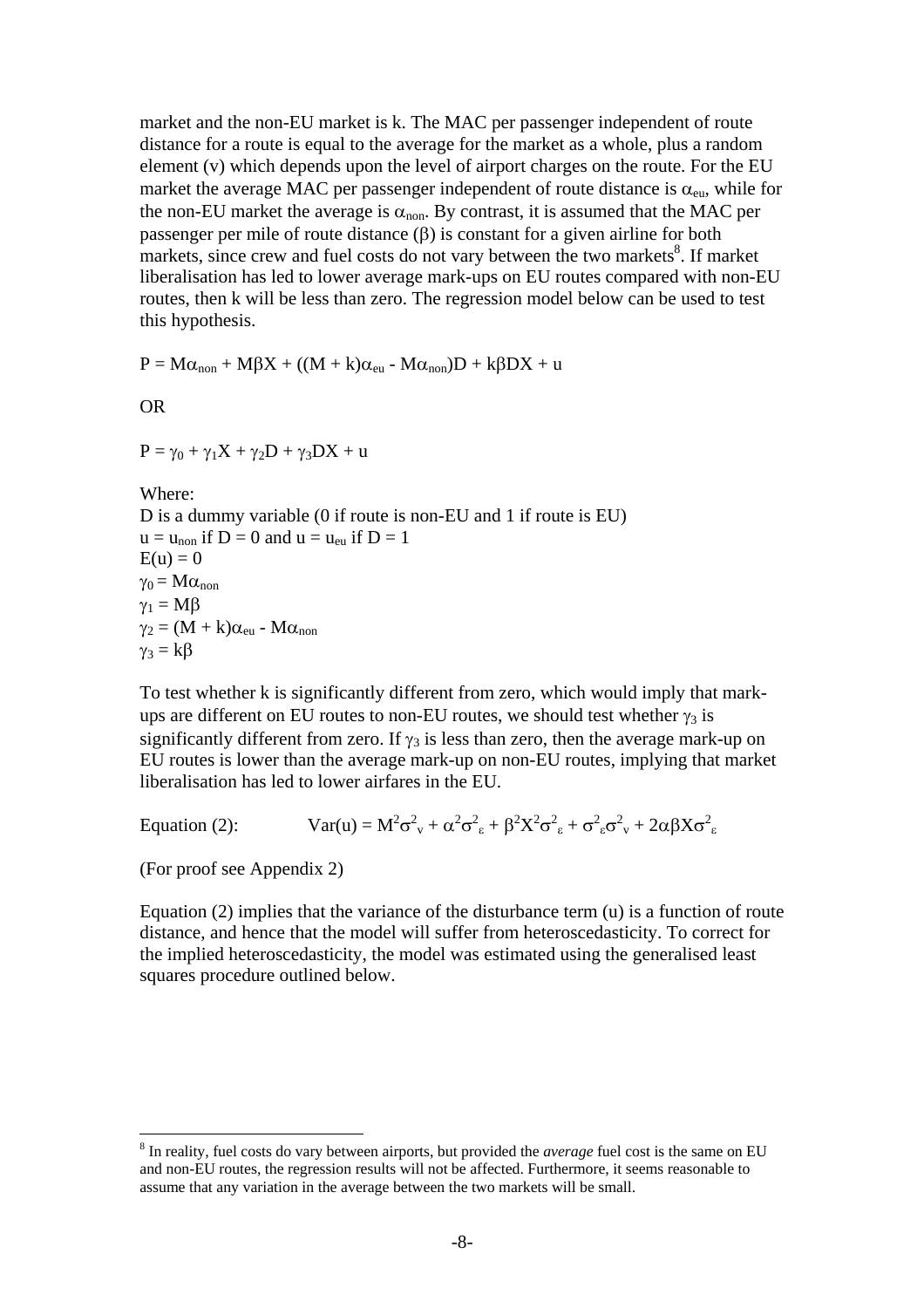market and the non-EU market is k. The MAC per passenger independent of route distance for a route is equal to the average for the market as a whole, plus a random element (v) which depends upon the level of airport charges on the route. For the EU market the average MAC per passenger independent of route distance is $\alpha_{eu}$, while for the non-EU market the average is $\alpha_{non}$. By contrast, it is assumed that the MAC per passenger per mile of route distance ($\beta$) is constant for a given airline for both markets, since crew and fuel costs do not vary between the two markets[8]. If market liberalisation has led to lower average mark-ups on EU routes compared with non-EU routes, then k will be less than zero. The regression model below can be used to test this hypothesis.

$$P = M\alpha_{non} + M\beta X + ((M + k)\alpha_{eu} - M\alpha_{non})D + k\beta DX + u$$

OR

$$P = \gamma_0 + \gamma_1 X + \gamma_2 D + \gamma_3 DX + u$$

Where:
D is a dummy variable (0 if route is non-EU and 1 if route is EU)
$u = u_{non}$ if $D = 0$ and $u = u_{eu}$ if $D = 1$
$E(u) = 0$
$\gamma_0 = M\alpha_{non}$
$\gamma_1 = M\beta$
$\gamma_2 = (M + k)\alpha_{eu} - M\alpha_{non}$
$\gamma_3 = k\beta$

To test whether k is significantly different from zero, which would imply that mark-ups are different on EU routes to non-EU routes, we should test whether $\gamma_3$ is significantly different from zero. If $\gamma_3$ is less than zero, then the average mark-up on EU routes is lower than the average mark-up on non-EU routes, implying that market liberalisation has led to lower airfares in the EU.

Equation (2): $$\mathrm{Var}(u) = M^2\sigma^2_v + \alpha^2\sigma^2_\varepsilon + \beta^2 X^2\sigma^2_\varepsilon + \sigma^2_\varepsilon\sigma^2_v + 2\alpha\beta X\sigma^2_\varepsilon$$

(For proof see Appendix 2)

Equation (2) implies that the variance of the disturbance term (u) is a function of route distance, and hence that the model will suffer from heteroscedasticity. To correct for the implied heteroscedasticity, the model was estimated using the generalised least squares procedure outlined below.

[8] In reality, fuel costs do vary between airports, but provided the *average* fuel cost is the same on EU and non-EU routes, the regression results will not be affected. Furthermore, it seems reasonable to assume that any variation in the average between the two markets will be small.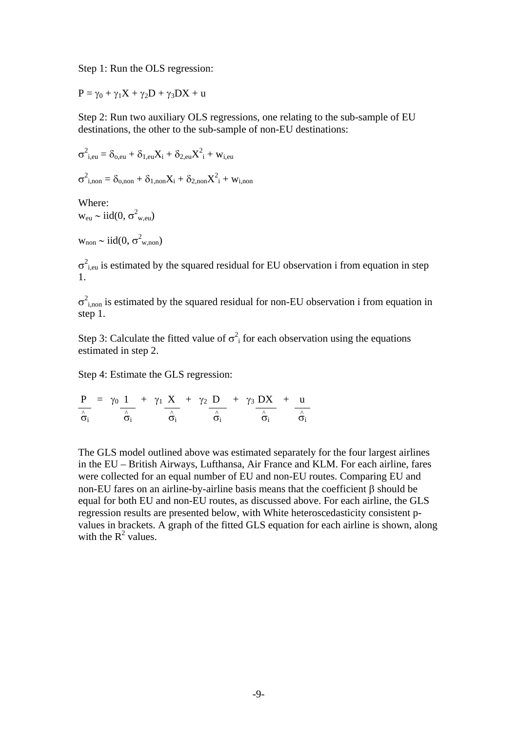Step 1: Run the OLS regression:

$$P = \gamma_0 + \gamma_1 X + \gamma_2 D + \gamma_3 DX + u$$

Step 2: Run two auxiliary OLS regressions, one relating to the sub-sample of EU destinations, the other to the sub-sample of non-EU destinations:

$$\sigma^2_{i,eu} = \delta_{o,eu} + \delta_{1,eu} X_i + \delta_{2,eu} X^2_i + w_{i,eu}$$

$$\sigma^2_{i,non} = \delta_{o,non} + \delta_{1,non} X_i + \delta_{2,non} X^2_i + w_{i,non}$$

Where:
$w_{eu} \sim iid(0, \sigma^2_{w,eu})$

$w_{non} \sim iid(0, \sigma^2_{w,non})$

$\sigma^2_{i,eu}$ is estimated by the squared residual for EU observation i from equation in step 1.

$\sigma^2_{i,non}$ is estimated by the squared residual for non-EU observation i from equation in step 1.

Step 3: Calculate the fitted value of $\sigma^2_i$ for each observation using the equations estimated in step 2.

Step 4: Estimate the GLS regression:

$$\frac{P}{\hat{\sigma}_i} = \gamma_0 \frac{1}{\hat{\sigma}_i} + \gamma_1 \frac{X}{\hat{\sigma}_i} + \gamma_2 \frac{D}{\hat{\sigma}_i} + \gamma_3 \frac{DX}{\hat{\sigma}_i} + \frac{u}{\hat{\sigma}_i}$$

The GLS model outlined above was estimated separately for the four largest airlines in the EU – British Airways, Lufthansa, Air France and KLM. For each airline, fares were collected for an equal number of EU and non-EU routes. Comparing EU and non-EU fares on an airline-by-airline basis means that the coefficient $\beta$ should be equal for both EU and non-EU routes, as discussed above. For each airline, the GLS regression results are presented below, with White heteroscedasticity consistent p-values in brackets. A graph of the fitted GLS equation for each airline is shown, along with the $R^2$ values.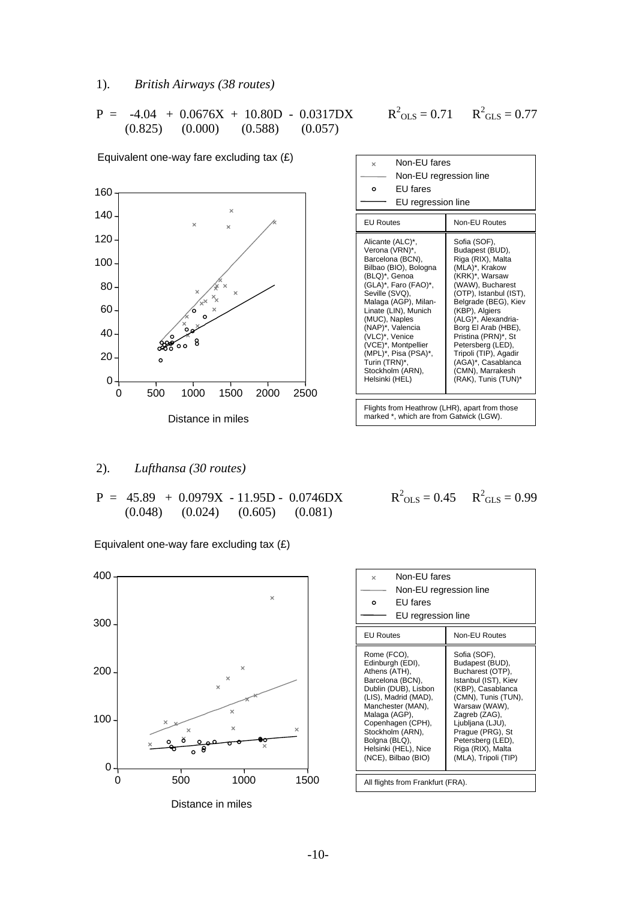1). *British Airways (38 routes)*

$$P = -4.04 + 0.0676X + 10.80D - 0.0317DX \qquad R^2_{OLS} = 0.71 \qquad R^2_{GLS} = 0.77$$

(0.825) (0.000) (0.588) (0.057)

Equivalent one-way fare excluding tax (£)

Distance in miles

| EU Routes | Non-EU Routes |
|---|---|
| Alicante (ALC)*, Verona (VRN)*, Barcelona (BCN), Bilbao (BIO), Bologna (BLQ)*, Genoa (GLA)*, Faro (FAO)*, Seville (SVQ), Malaga (AGP), Milan-Linate (LIN), Munich (MUC), Naples (NAP)*, Valencia (VLC)*, Venice (VCE)*, Montpellier (MPL)*, Pisa (PSA)*, Turin (TRN)*, Stockholm (ARN), Helsinki (HEL) | Sofia (SOF), Budapest (BUD), Riga (RIX), Malta (MLA)*, Krakow (KRK)*, Warsaw (WAW), Bucharest (OTP), Istanbul (IST), Belgrade (BEG), Kiev (KBP), Algiers (ALG)*, Alexandria-Borg El Arab (HBE), Pristina (PRN)*, St Petersberg (LED), Tripoli (TIP), Agadir (AGA)*, Casablanca (CMN), Marrakesh (RAK), Tunis (TUN)* |

Flights from Heathrow (LHR), apart from those marked *, which are from Gatwick (LGW).

2). *Lufthansa (30 routes)*

$$P = 45.89 + 0.0979X - 11.95D - 0.0746DX \qquad R^2_{OLS} = 0.45 \qquad R^2_{GLS} = 0.99$$

(0.048) (0.024) (0.605) (0.081)

Equivalent one-way fare excluding tax (£)

Distance in miles

| EU Routes | Non-EU Routes |
|---|---|
| Rome (FCO), Edinburgh (EDI), Athens (ATH), Barcelona (BCN), Dublin (DUB), Lisbon (LIS), Madrid (MAD), Manchester (MAN), Malaga (AGP), Copenhagen (CPH), Stockholm (ARN), Bolgna (BLQ), Helsinki (HEL), Nice (NCE), Bilbao (BIO) | Sofia (SOF), Budapest (BUD), Bucharest (OTP), Istanbul (IST), Kiev (KBP), Casablanca (CMN), Tunis (TUN), Warsaw (WAW), Zagreb (ZAG), Ljubljana (LJU), Prague (PRG), St Petersberg (LED), Riga (RIX), Malta (MLA), Tripoli (TIP) |

All flights from Frankfurt (FRA).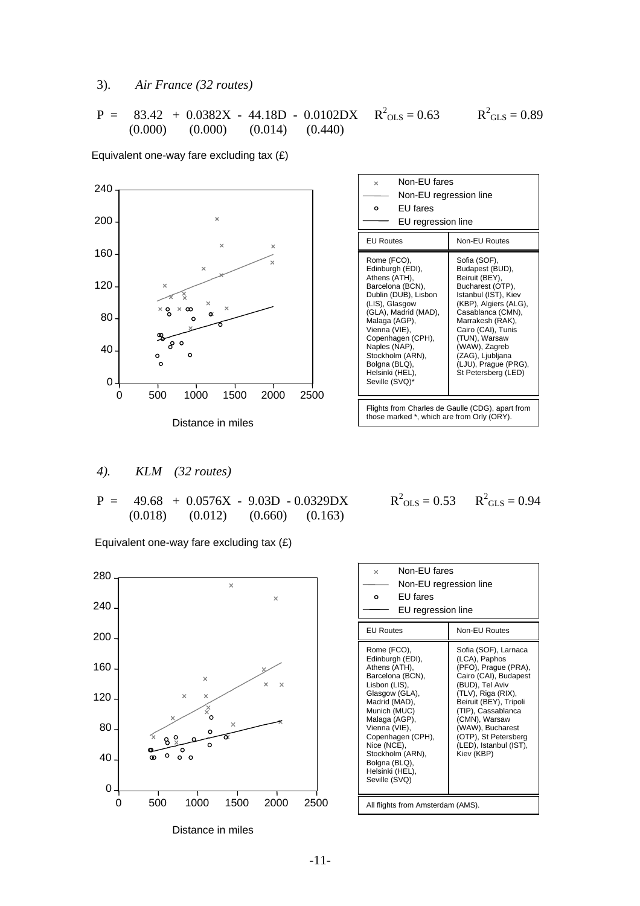3). *Air France (32 routes)*

$$P = 83.42 + 0.0382X - 44.18D - 0.0102DX \qquad R^2_{OLS} = 0.63 \qquad R^2_{GLS} = 0.89$$

(0.000) (0.000) (0.014) (0.440)

Equivalent one-way fare excluding tax (£)

Distance in miles

| EU Routes | Non-EU Routes |
|---|---|
| Rome (FCO), Edinburgh (EDI), Athens (ATH), Barcelona (BCN), Dublin (DUB), Lisbon (LIS), Glasgow (GLA), Madrid (MAD), Malaga (AGP), Vienna (VIE), Copenhagen (CPH), Naples (NAP), Stockholm (ARN), Bolgna (BLQ), Helsinki (HEL), Seville (SVQ)* | Sofia (SOF), Budapest (BUD), Beirut (BEY), Bucharest (OTP), Istanbul (IST), Kiev (KBP), Algiers (ALG), Casablanca (CMN), Marrakesh (RAK), Cairo (CAI), Tunis (TUN), Warsaw (WAW), Zagreb (ZAG), Ljubljana (LJU), Prague (PRG), St Petersberg (LED) |

Flights from Charles de Gaulle (CDG), apart from those marked *, which are from Orly (ORY).

4). *KLM (32 routes)*

$$P = 49.68 + 0.0576X - 9.03D - 0.0329DX \qquad R^2_{OLS} = 0.53 \qquad R^2_{GLS} = 0.94$$

(0.018) (0.012) (0.660) (0.163)

Equivalent one-way fare excluding tax (£)

Distance in miles

| EU Routes | Non-EU Routes |
|---|---|
| Rome (FCO), Edinburgh (EDI), Athens (ATH), Barcelona (BCN), Lisbon (LIS), Glasgow (GLA), Madrid (MAD), Munich (MUC) Malaga (AGP), Vienna (VIE), Copenhagen (CPH), Nice (NCE), Stockholm (ARN), Bolgna (BLQ), Helsinki (HEL), Seville (SVQ) | Sofia (SOF), Larnaca (LCA), Paphos (PFO), Prague (PRA), Cairo (CAI), Budapest (BUD), Tel Aviv (TLV), Riga (RIX), Beiruit (BEY), Tripoli (TIP), Cassablanca (CMN), Warsaw (WAW), Bucharest (OTP), St Petersberg (LED), Istanbul (IST), Kiev (KBP) |

All flights from Amsterdam (AMS).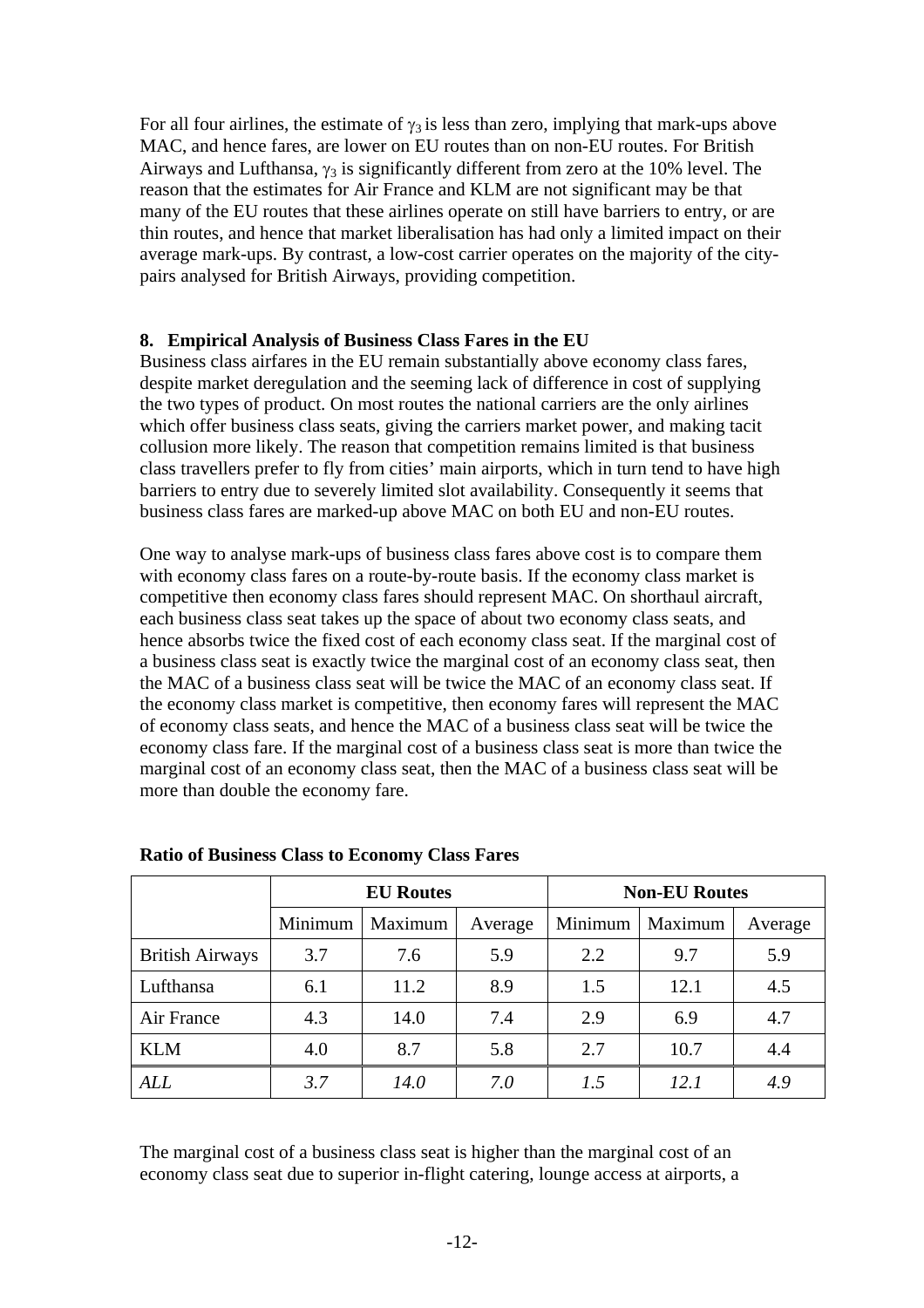For all four airlines, the estimate of $\gamma_3$ is less than zero, implying that mark-ups above MAC, and hence fares, are lower on EU routes than on non-EU routes. For British Airways and Lufthansa, $\gamma_3$ is significantly different from zero at the 10% level. The reason that the estimates for Air France and KLM are not significant may be that many of the EU routes that these airlines operate on still have barriers to entry, or are thin routes, and hence that market liberalisation has had only a limited impact on their average mark-ups. By contrast, a low-cost carrier operates on the majority of the city-pairs analysed for British Airways, providing competition.

## 8. Empirical Analysis of Business Class Fares in the EU

Business class airfares in the EU remain substantially above economy class fares, despite market deregulation and the seeming lack of difference in cost of supplying the two types of product. On most routes the national carriers are the only airlines which offer business class seats, giving the carriers market power, and making tacit collusion more likely. The reason that competition remains limited is that business class travellers prefer to fly from cities' main airports, which in turn tend to have high barriers to entry due to severely limited slot availability. Consequently it seems that business class fares are marked-up above MAC on both EU and non-EU routes.

One way to analyse mark-ups of business class fares above cost is to compare them with economy class fares on a route-by-route basis. If the economy class market is competitive then economy class fares should represent MAC. On shorthaul aircraft, each business class seat takes up the space of about two economy class seats, and hence absorbs twice the fixed cost of each economy class seat. If the marginal cost of a business class seat is exactly twice the marginal cost of an economy class seat, then the MAC of a business class seat will be twice the MAC of an economy class seat. If the economy class market is competitive, then economy fares will represent the MAC of economy class seats, and hence the MAC of a business class seat will be twice the economy class fare. If the marginal cost of a business class seat is more than twice the marginal cost of an economy class seat, then the MAC of a business class seat will be more than double the economy fare.

**Ratio of Business Class to Economy Class Fares**

| | EU Routes | | | Non-EU Routes | | |
|---|---|---|---|---|---|---|
| | Minimum | Maximum | Average | Minimum | Maximum | Average |
| British Airways | 3.7 | 7.6 | 5.9 | 2.2 | 9.7 | 5.9 |
| Lufthansa | 6.1 | 11.2 | 8.9 | 1.5 | 12.1 | 4.5 |
| Air France | 4.3 | 14.0 | 7.4 | 2.9 | 6.9 | 4.7 |
| KLM | 4.0 | 8.7 | 5.8 | 2.7 | 10.7 | 4.4 |
| *ALL* | *3.7* | *14.0* | *7.0* | *1.5* | *12.1* | *4.9* |

The marginal cost of a business class seat is higher than the marginal cost of an economy class seat due to superior in-flight catering, lounge access at airports, a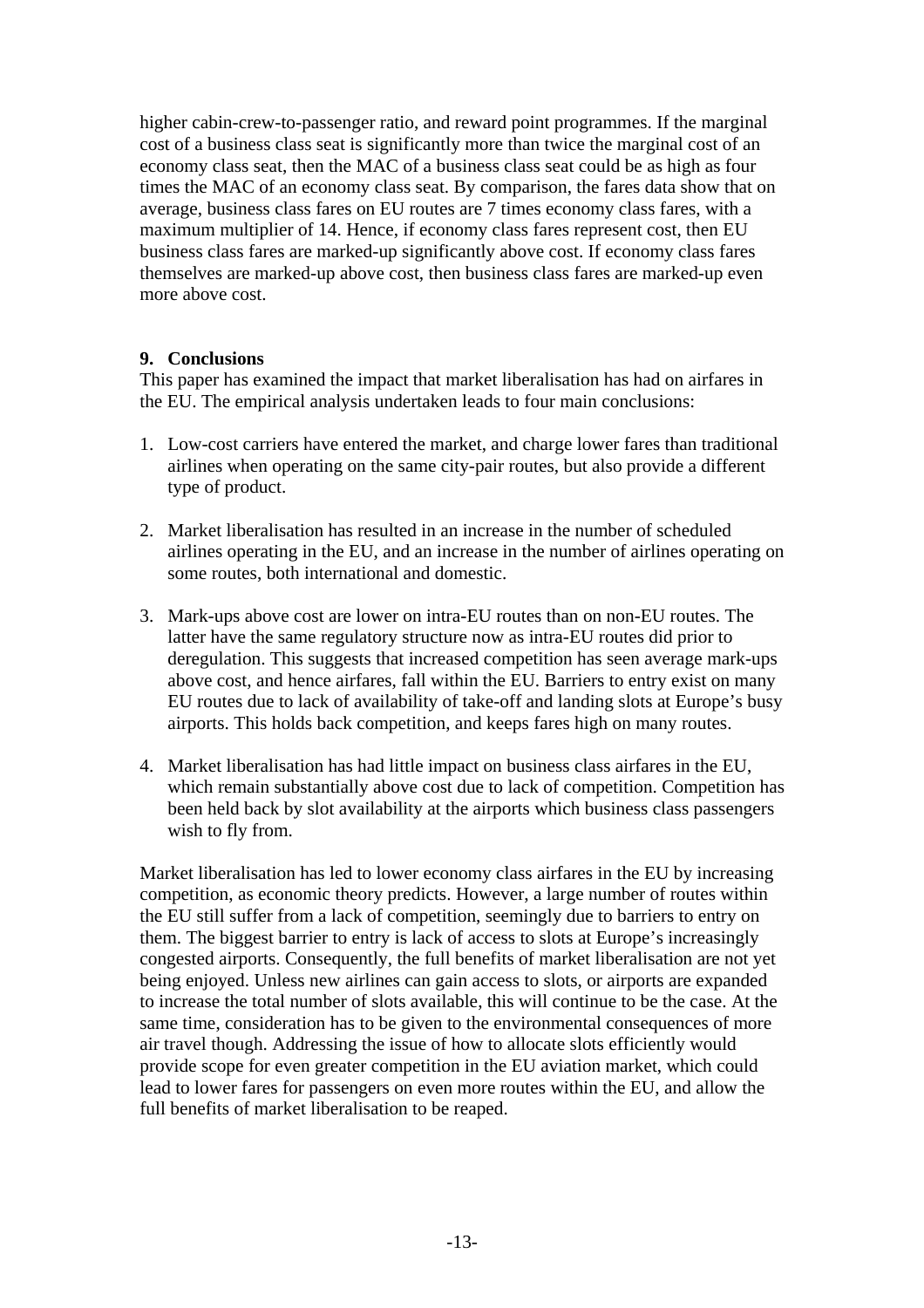higher cabin-crew-to-passenger ratio, and reward point programmes. If the marginal cost of a business class seat is significantly more than twice the marginal cost of an economy class seat, then the MAC of a business class seat could be as high as four times the MAC of an economy class seat. By comparison, the fares data show that on average, business class fares on EU routes are 7 times economy class fares, with a maximum multiplier of 14. Hence, if economy class fares represent cost, then EU business class fares are marked-up significantly above cost. If economy class fares themselves are marked-up above cost, then business class fares are marked-up even more above cost.

## 9. Conclusions

This paper has examined the impact that market liberalisation has had on airfares in the EU. The empirical analysis undertaken leads to four main conclusions:

1. Low-cost carriers have entered the market, and charge lower fares than traditional airlines when operating on the same city-pair routes, but also provide a different type of product.

2. Market liberalisation has resulted in an increase in the number of scheduled airlines operating in the EU, and an increase in the number of airlines operating on some routes, both international and domestic.

3. Mark-ups above cost are lower on intra-EU routes than on non-EU routes. The latter have the same regulatory structure now as intra-EU routes did prior to deregulation. This suggests that increased competition has seen average mark-ups above cost, and hence airfares, fall within the EU. Barriers to entry exist on many EU routes due to lack of availability of take-off and landing slots at Europe's busy airports. This holds back competition, and keeps fares high on many routes.

4. Market liberalisation has had little impact on business class airfares in the EU, which remain substantially above cost due to lack of competition. Competition has been held back by slot availability at the airports which business class passengers wish to fly from.

Market liberalisation has led to lower economy class airfares in the EU by increasing competition, as economic theory predicts. However, a large number of routes within the EU still suffer from a lack of competition, seemingly due to barriers to entry on them. The biggest barrier to entry is lack of access to slots at Europe's increasingly congested airports. Consequently, the full benefits of market liberalisation are not yet being enjoyed. Unless new airlines can gain access to slots, or airports are expanded to increase the total number of slots available, this will continue to be the case. At the same time, consideration has to be given to the environmental consequences of more air travel though. Addressing the issue of how to allocate slots efficiently would provide scope for even greater competition in the EU aviation market, which could lead to lower fares for passengers on even more routes within the EU, and allow the full benefits of market liberalisation to be reaped.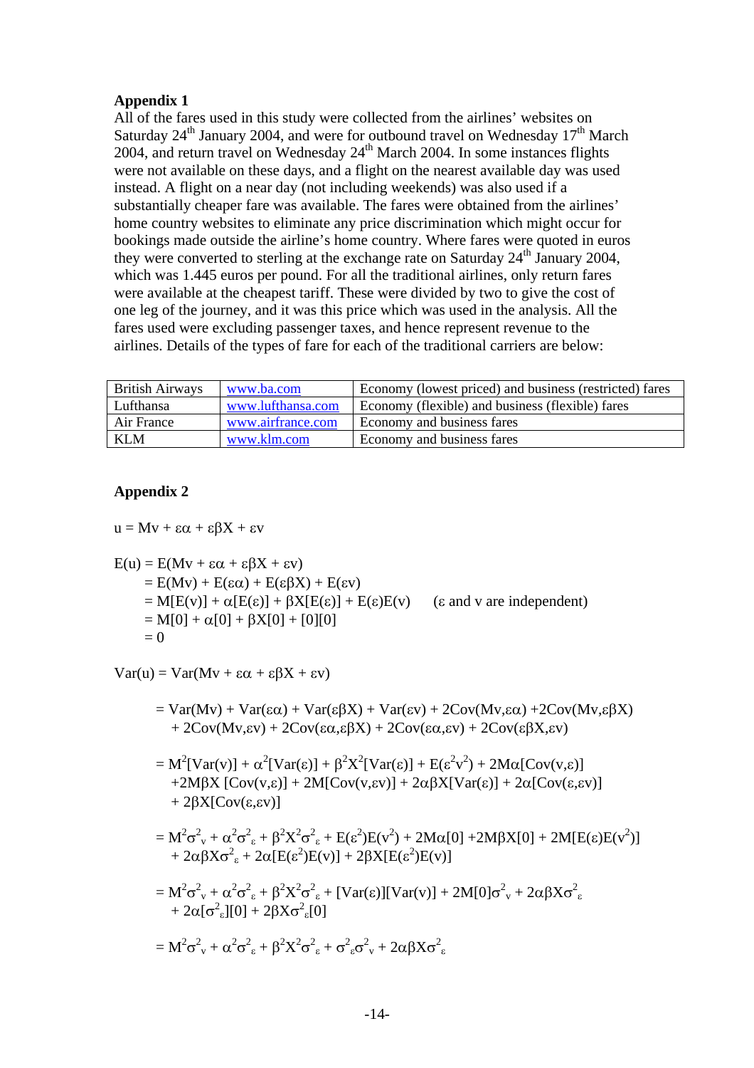## Appendix 1

All of the fares used in this study were collected from the airlines' websites on Saturday 24th January 2004, and were for outbound travel on Wednesday 17th March 2004, and return travel on Wednesday 24th March 2004. In some instances flights were not available on these days, and a flight on the nearest available day was used instead. A flight on a near day (not including weekends) was also used if a substantially cheaper fare was available. The fares were obtained from the airlines' home country websites to eliminate any price discrimination which might occur for bookings made outside the airline's home country. Where fares were quoted in euros they were converted to sterling at the exchange rate on Saturday 24th January 2004, which was 1.445 euros per pound. For all the traditional airlines, only return fares were available at the cheapest tariff. These were divided by two to give the cost of one leg of the journey, and it was this price which was used in the analysis. All the fares used were excluding passenger taxes, and hence represent revenue to the airlines. Details of the types of fare for each of the traditional carriers are below:

| | | |
|---|---|---|
| British Airways | www.ba.com | Economy (lowest priced) and business (restricted) fares |
| Lufthansa | www.lufthansa.com | Economy (flexible) and business (flexible) fares |
| Air France | www.airfrance.com | Economy and business fares |
| KLM | www.klm.com | Economy and business fares |

## Appendix 2

$$u = Mv + \varepsilon\alpha + \varepsilon\beta X + \varepsilon v$$

$$\begin{aligned}
E(u) &= E(Mv + \varepsilon\alpha + \varepsilon\beta X + \varepsilon v) \\
&= E(Mv) + E(\varepsilon\alpha) + E(\varepsilon\beta X) + E(\varepsilon v) \\
&= M[E(v)] + \alpha[E(\varepsilon)] + \beta X[E(\varepsilon)] + E(\varepsilon)E(v) \qquad (\varepsilon \text{ and } v \text{ are independent}) \\
&= M[0] + \alpha[0] + \beta X[0] + [0][0] \\
&= 0
\end{aligned}$$

$$\text{Var}(u) = \text{Var}(Mv + \varepsilon\alpha + \varepsilon\beta X + \varepsilon v)$$

$$= \text{Var}(Mv) + \text{Var}(\varepsilon\alpha) + \text{Var}(\varepsilon\beta X) + \text{Var}(\varepsilon v) + 2\text{Cov}(Mv,\varepsilon\alpha) + 2\text{Cov}(Mv,\varepsilon\beta X) + 2\text{Cov}(Mv,\varepsilon v) + 2\text{Cov}(\varepsilon\alpha,\varepsilon\beta X) + 2\text{Cov}(\varepsilon\alpha,\varepsilon v) + 2\text{Cov}(\varepsilon\beta X,\varepsilon v)$$

$$= M^2[\text{Var}(v)] + \alpha^2[\text{Var}(\varepsilon)] + \beta^2 X^2[\text{Var}(\varepsilon)] + E(\varepsilon^2 v^2) + 2M\alpha[\text{Cov}(v,\varepsilon)] + 2M\beta X[\text{Cov}(v,\varepsilon)] + 2M[\text{Cov}(v,\varepsilon v)] + 2\alpha\beta X[\text{Var}(\varepsilon)] + 2\alpha[\text{Cov}(\varepsilon,\varepsilon v)] + 2\beta X[\text{Cov}(\varepsilon,\varepsilon v)]$$

$$= M^2\sigma^2_v + \alpha^2\sigma^2_\varepsilon + \beta^2X^2\sigma^2_\varepsilon + E(\varepsilon^2)E(v^2) + 2M\alpha[0] + 2M\beta X[0] + 2M[E(\varepsilon)E(v^2)] + 2\alpha\beta X\sigma^2_\varepsilon + 2\alpha[E(\varepsilon^2)E(v)] + 2\beta X[E(\varepsilon^2)E(v)]$$

$$= M^2\sigma^2_v + \alpha^2\sigma^2_\varepsilon + \beta^2X^2\sigma^2_\varepsilon + [\text{Var}(\varepsilon)][\text{Var}(v)] + 2M[0]\sigma^2_v + 2\alpha\beta X\sigma^2_\varepsilon + 2\alpha[\sigma^2_\varepsilon][0] + 2\beta X\sigma^2_\varepsilon[0]$$

$$= M^2\sigma^2_v + \alpha^2\sigma^2_\varepsilon + \beta^2X^2\sigma^2_\varepsilon + \sigma^2_\varepsilon\sigma^2_v + 2\alpha\beta X\sigma^2_\varepsilon$$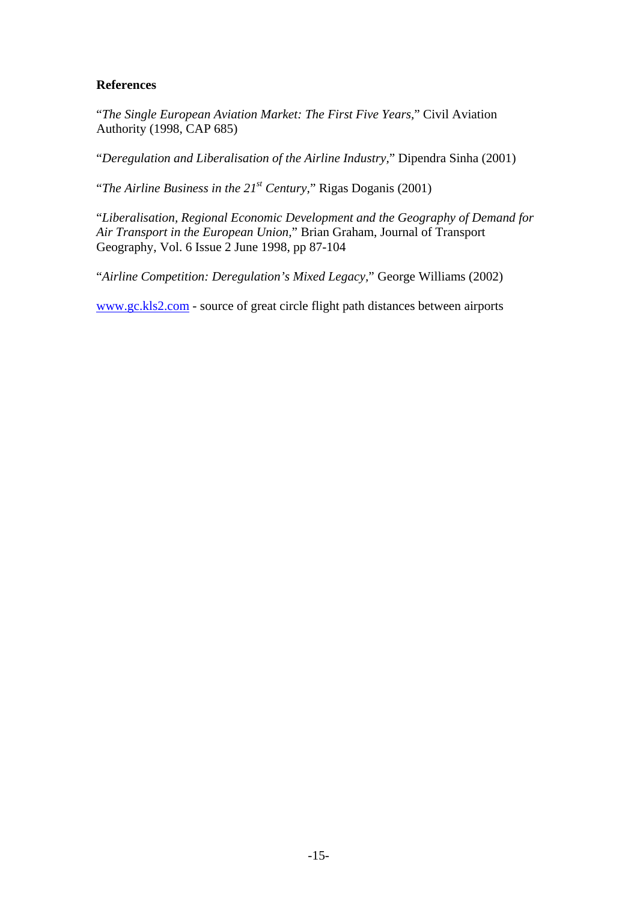## References

"*The Single European Aviation Market: The First Five Years,*" Civil Aviation Authority (1998, CAP 685)

"*Deregulation and Liberalisation of the Airline Industry,*" Dipendra Sinha (2001)

"*The Airline Business in the 21st Century,*" Rigas Doganis (2001)

"*Liberalisation, Regional Economic Development and the Geography of Demand for Air Transport in the European Union,*" Brian Graham, Journal of Transport Geography, Vol. 6 Issue 2 June 1998, pp 87-104

"*Airline Competition: Deregulation's Mixed Legacy,*" George Williams (2002)

www.gc.kls2.com - source of great circle flight path distances between airports